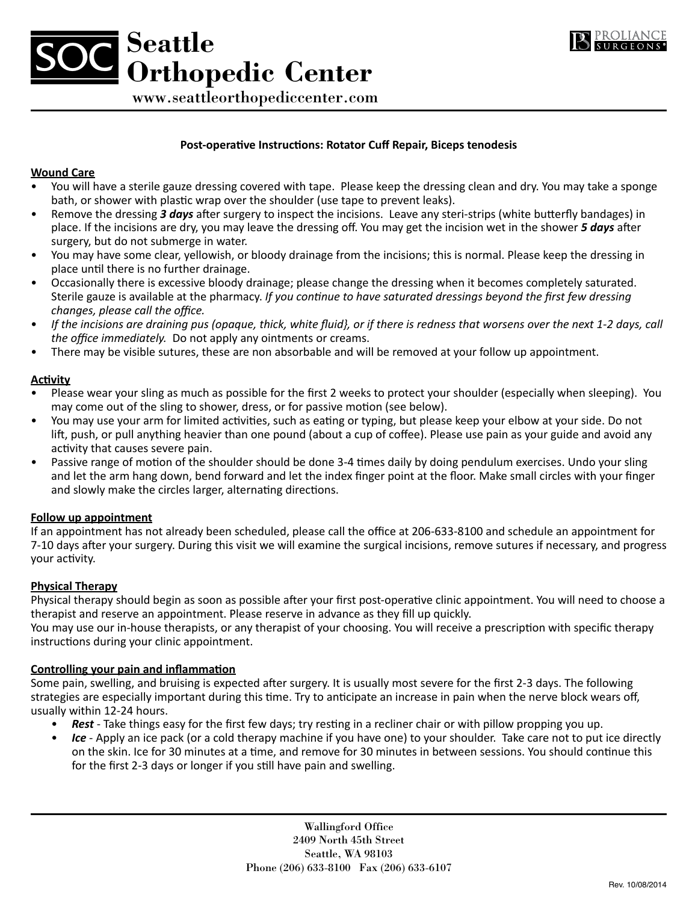# SOC Seattle Orthopedic Center

www.seattleorthopediccenter.com

PROLIANCE SURGEONS®

## Post-operative Instructions: Rotator Cuff Repair, Biceps tenodesis

### Wound Care

- You will have a sterile gauze dressing covered with tape. Please keep the dressing clean and dry. You may take a sponge bath, or shower with plastic wrap over the shoulder (use tape to prevent leaks).
- Remove the dressing ***3 days*** after surgery to inspect the incisions. Leave any steri-strips (white butterfly bandages) in place. If the incisions are dry, you may leave the dressing off. You may get the incision wet in the shower ***5 days*** after surgery, but do not submerge in water.
- You may have some clear, yellowish, or bloody drainage from the incisions; this is normal. Please keep the dressing in place until there is no further drainage.
- Occasionally there is excessive bloody drainage; please change the dressing when it becomes completely saturated. Sterile gauze is available at the pharmacy. *If you continue to have saturated dressings beyond the first few dressing changes, please call the office.*
- *If the incisions are draining pus (opaque, thick, white fluid}, or if there is redness that worsens over the next 1-2 days, call the office immediately.* Do not apply any ointments or creams.
- There may be visible sutures, these are non absorbable and will be removed at your follow up appointment.

### Activity

- Please wear your sling as much as possible for the first 2 weeks to protect your shoulder (especially when sleeping). You may come out of the sling to shower, dress, or for passive motion (see below).
- You may use your arm for limited activities, such as eating or typing, but please keep your elbow at your side. Do not lift, push, or pull anything heavier than one pound (about a cup of coffee). Please use pain as your guide and avoid any activity that causes severe pain.
- Passive range of motion of the shoulder should be done 3-4 times daily by doing pendulum exercises. Undo your sling and let the arm hang down, bend forward and let the index finger point at the floor. Make small circles with your finger and slowly make the circles larger, alternating directions.

### Follow up appointment

If an appointment has not already been scheduled, please call the office at 206-633-8100 and schedule an appointment for 7-10 days after your surgery. During this visit we will examine the surgical incisions, remove sutures if necessary, and progress your activity.

### Physical Therapy

Physical therapy should begin as soon as possible after your first post-operative clinic appointment. You will need to choose a therapist and reserve an appointment. Please reserve in advance as they fill up quickly.
You may use our in-house therapists, or any therapist of your choosing. You will receive a prescription with specific therapy instructions during your clinic appointment.

### Controlling your pain and inflammation

Some pain, swelling, and bruising is expected after surgery. It is usually most severe for the first 2-3 days. The following strategies are especially important during this time. Try to anticipate an increase in pain when the nerve block wears off, usually within 12-24 hours.

- ***Rest*** - Take things easy for the first few days; try resting in a recliner chair or with pillow propping you up.
- ***Ice*** - Apply an ice pack (or a cold therapy machine if you have one) to your shoulder. Take care not to put ice directly on the skin. Ice for 30 minutes at a time, and remove for 30 minutes in between sessions. You should continue this for the first 2-3 days or longer if you still have pain and swelling.

Wallingford Office
2409 North 45th Street
Seattle, WA 98103
Phone (206) 633-8100 Fax (206) 633-6107

Rev. 10/08/2014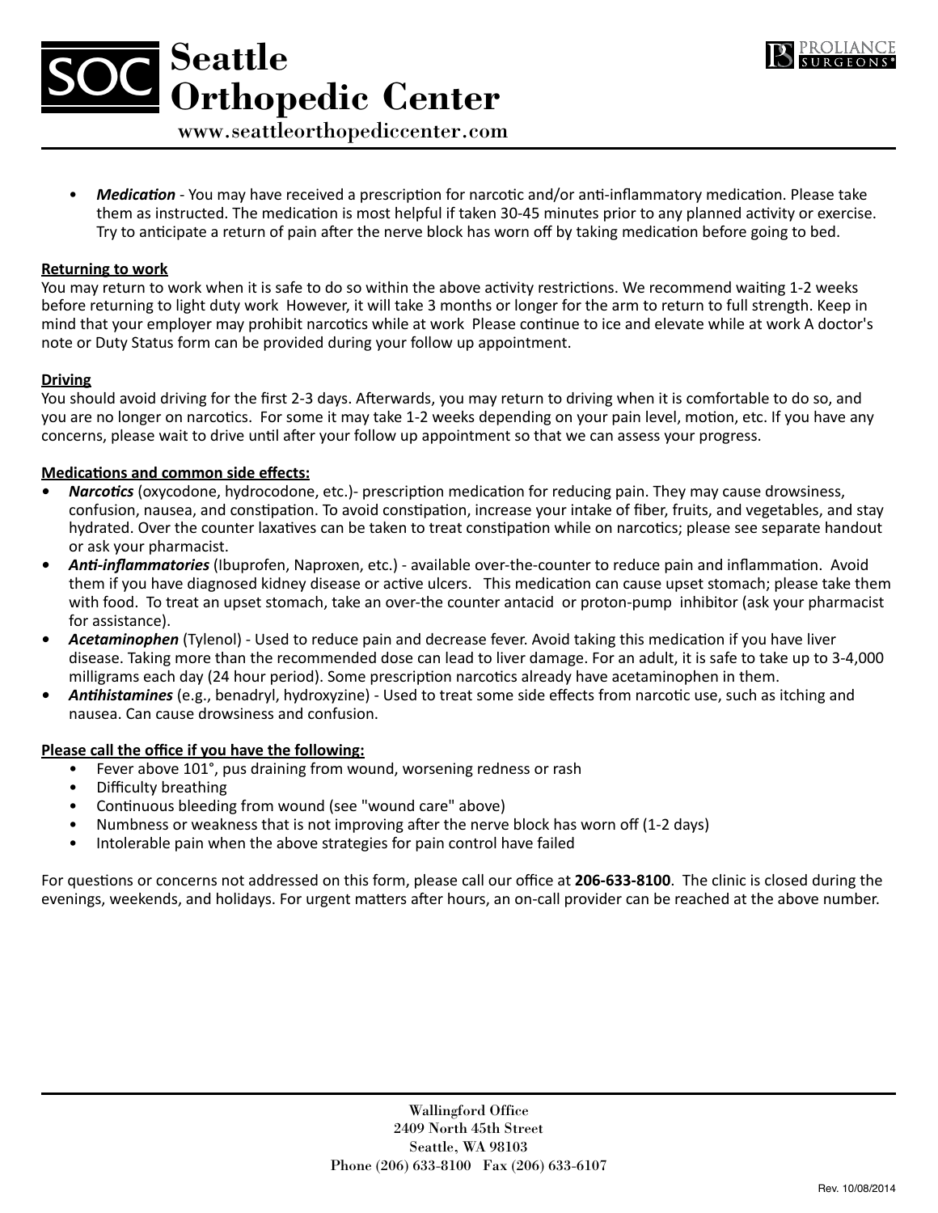- ***Medication*** - You may have received a prescription for narcotic and/or anti-inflammatory medication. Please take them as instructed. The medication is most helpful if taken 30-45 minutes prior to any planned activity or exercise. Try to anticipate a return of pain after the nerve block has worn off by taking medication before going to bed.

**Returning to work**

You may return to work when it is safe to do so within the above activity restrictions. We recommend waiting 1-2 weeks before returning to light duty work  However, it will take 3 months or longer for the arm to return to full strength. Keep in mind that your employer may prohibit narcotics while at work  Please continue to ice and elevate while at work A doctor's note or Duty Status form can be provided during your follow up appointment.

**Driving**

You should avoid driving for the first 2-3 days. Afterwards, you may return to driving when it is comfortable to do so, and you are no longer on narcotics.  For some it may take 1-2 weeks depending on your pain level, motion, etc. If you have any concerns, please wait to drive until after your follow up appointment so that we can assess your progress.

**Medications and common side effects:**

- ***Narcotics*** (oxycodone, hydrocodone, etc.)- prescription medication for reducing pain. They may cause drowsiness, confusion, nausea, and constipation. To avoid constipation, increase your intake of fiber, fruits, and vegetables, and stay hydrated. Over the counter laxatives can be taken to treat constipation while on narcotics; please see separate handout or ask your pharmacist.
- ***Anti-inflammatories*** (Ibuprofen, Naproxen, etc.) - available over-the-counter to reduce pain and inflammation.  Avoid them if you have diagnosed kidney disease or active ulcers.   This medication can cause upset stomach; please take them with food.  To treat an upset stomach, take an over-the counter antacid  or proton-pump  inhibitor (ask your pharmacist for assistance).
- ***Acetaminophen*** (Tylenol) - Used to reduce pain and decrease fever. Avoid taking this medication if you have liver disease. Taking more than the recommended dose can lead to liver damage. For an adult, it is safe to take up to 3-4,000 milligrams each day (24 hour period). Some prescription narcotics already have acetaminophen in them.
- ***Antihistamines*** (e.g., benadryl, hydroxyzine) - Used to treat some side effects from narcotic use, such as itching and nausea. Can cause drowsiness and confusion.

**Please call the office if you have the following:**

- Fever above 101°, pus draining from wound, worsening redness or rash
- Difficulty breathing
- Continuous bleeding from wound (see "wound care" above)
- Numbness or weakness that is not improving after the nerve block has worn off (1-2 days)
- Intolerable pain when the above strategies for pain control have failed

For questions or concerns not addressed on this form, please call our office at **206-633-8100**.  The clinic is closed during the evenings, weekends, and holidays. For urgent matters after hours, an on-call provider can be reached at the above number.